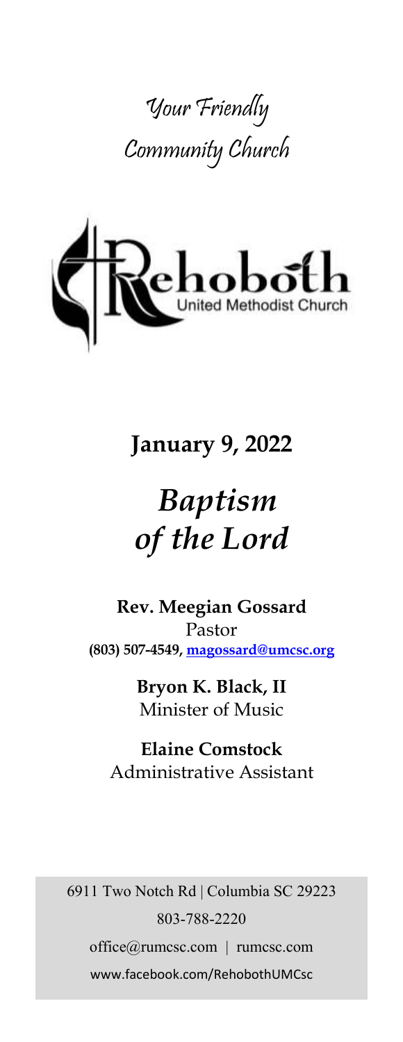# Your Friendly Community Church

Rehoboth United Methodist Church

**January 9, 2022**

# *Baptism of the Lord*

**Rev. Meegian Gossard**
Pastor
**(803) 507-4549, magossard@umcsc.org**

**Bryon K. Black, II**
Minister of Music

**Elaine Comstock**
Administrative Assistant

6911 Two Notch Rd | Columbia SC 29223
803-788-2220
office@rumcsc.com | rumcsc.com
www.facebook.com/RehobothUMCsc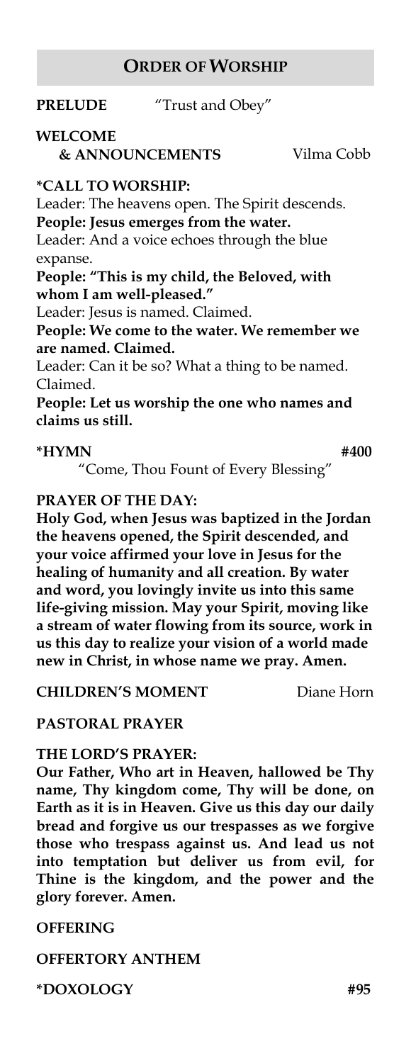## ORDER OF WORSHIP

**PRELUDE** "Trust and Obey"

**WELCOME & ANNOUNCEMENTS** Vilma Cobb

**\*CALL TO WORSHIP:**

Leader: The heavens open. The Spirit descends.

**People: Jesus emerges from the water.**

Leader: And a voice echoes through the blue expanse.

**People: "This is my child, the Beloved, with whom I am well-pleased."**

Leader: Jesus is named. Claimed.

**People: We come to the water. We remember we are named. Claimed.**

Leader: Can it be so? What a thing to be named. Claimed.

**People: Let us worship the one who names and claims us still.**

**\*HYMN** **#400**

"Come, Thou Fount of Every Blessing"

**PRAYER OF THE DAY:**

**Holy God, when Jesus was baptized in the Jordan the heavens opened, the Spirit descended, and your voice affirmed your love in Jesus for the healing of humanity and all creation. By water and word, you lovingly invite us into this same life-giving mission. May your Spirit, moving like a stream of water flowing from its source, work in us this day to realize your vision of a world made new in Christ, in whose name we pray. Amen.**

**CHILDREN'S MOMENT** Diane Horn

**PASTORAL PRAYER**

**THE LORD'S PRAYER:**

**Our Father, Who art in Heaven, hallowed be Thy name, Thy kingdom come, Thy will be done, on Earth as it is in Heaven. Give us this day our daily bread and forgive us our trespasses as we forgive those who trespass against us. And lead us not into temptation but deliver us from evil, for Thine is the kingdom, and the power and the glory forever. Amen.**

**OFFERING**

**OFFERTORY ANTHEM**

**\*DOXOLOGY** **#95**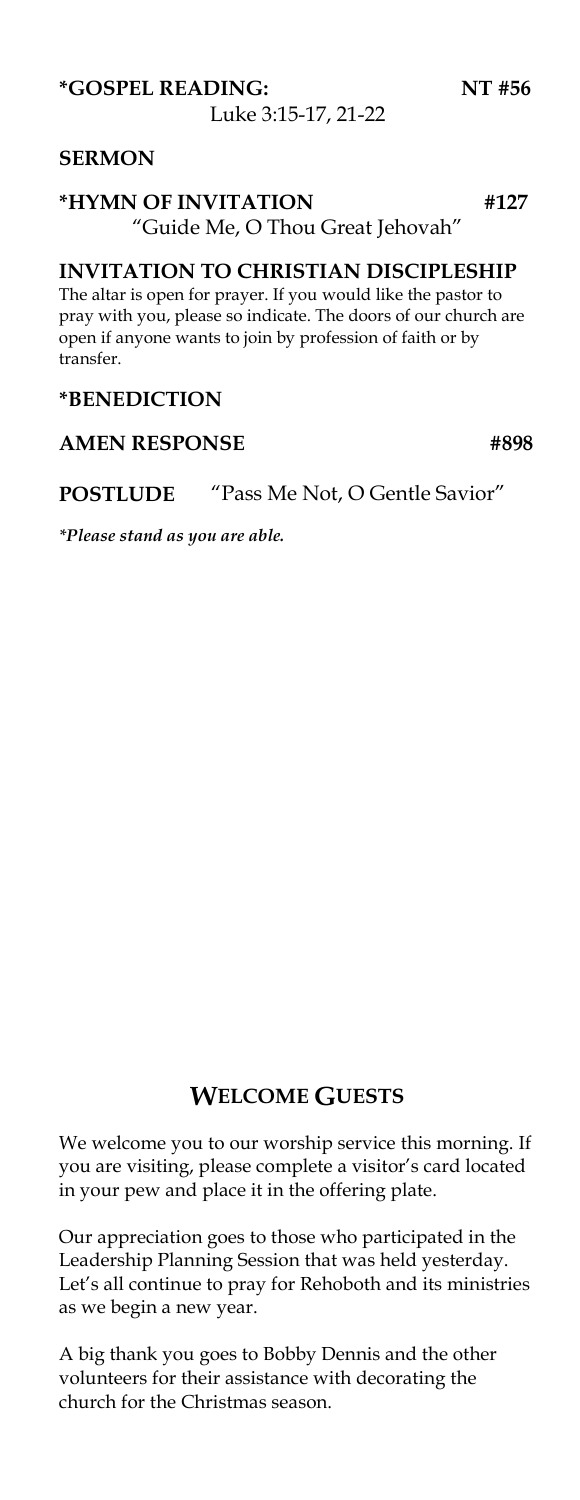**\*GOSPEL READING:** **NT #56**
Luke 3:15-17, 21-22

**SERMON**

**\*HYMN OF INVITATION** **#127**
"Guide Me, O Thou Great Jehovah"

**INVITATION TO CHRISTIAN DISCIPLESHIP**

The altar is open for prayer. If you would like the pastor to pray with you, please so indicate. The doors of our church are open if anyone wants to join by profession of faith or by transfer.

**\*BENEDICTION**

**AMEN RESPONSE** **#898**

**POSTLUDE** "Pass Me Not, O Gentle Savior"

*\*Please stand as you are able.*

## WELCOME GUESTS

We welcome you to our worship service this morning. If you are visiting, please complete a visitor's card located in your pew and place it in the offering plate.

Our appreciation goes to those who participated in the Leadership Planning Session that was held yesterday. Let's all continue to pray for Rehoboth and its ministries as we begin a new year.

A big thank you goes to Bobby Dennis and the other volunteers for their assistance with decorating the church for the Christmas season.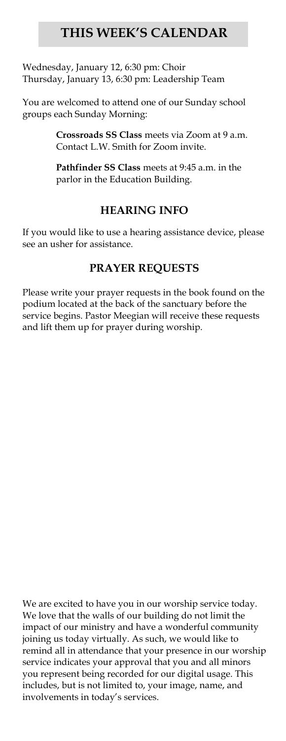## THIS WEEK'S CALENDAR

Wednesday, January 12, 6:30 pm: Choir
Thursday, January 13, 6:30 pm: Leadership Team

You are welcomed to attend one of our Sunday school groups each Sunday Morning:

> **Crossroads SS Class** meets via Zoom at 9 a.m. Contact L.W. Smith for Zoom invite.
>
> **Pathfinder SS Class** meets at 9:45 a.m. in the parlor in the Education Building.

## HEARING INFO

If you would like to use a hearing assistance device, please see an usher for assistance.

## PRAYER REQUESTS

Please write your prayer requests in the book found on the podium located at the back of the sanctuary before the service begins. Pastor Meegian will receive these requests and lift them up for prayer during worship.

We are excited to have you in our worship service today. We love that the walls of our building do not limit the impact of our ministry and have a wonderful community joining us today virtually. As such, we would like to remind all in attendance that your presence in our worship service indicates your approval that you and all minors you represent being recorded for our digital usage. This includes, but is not limited to, your image, name, and involvements in today's services.